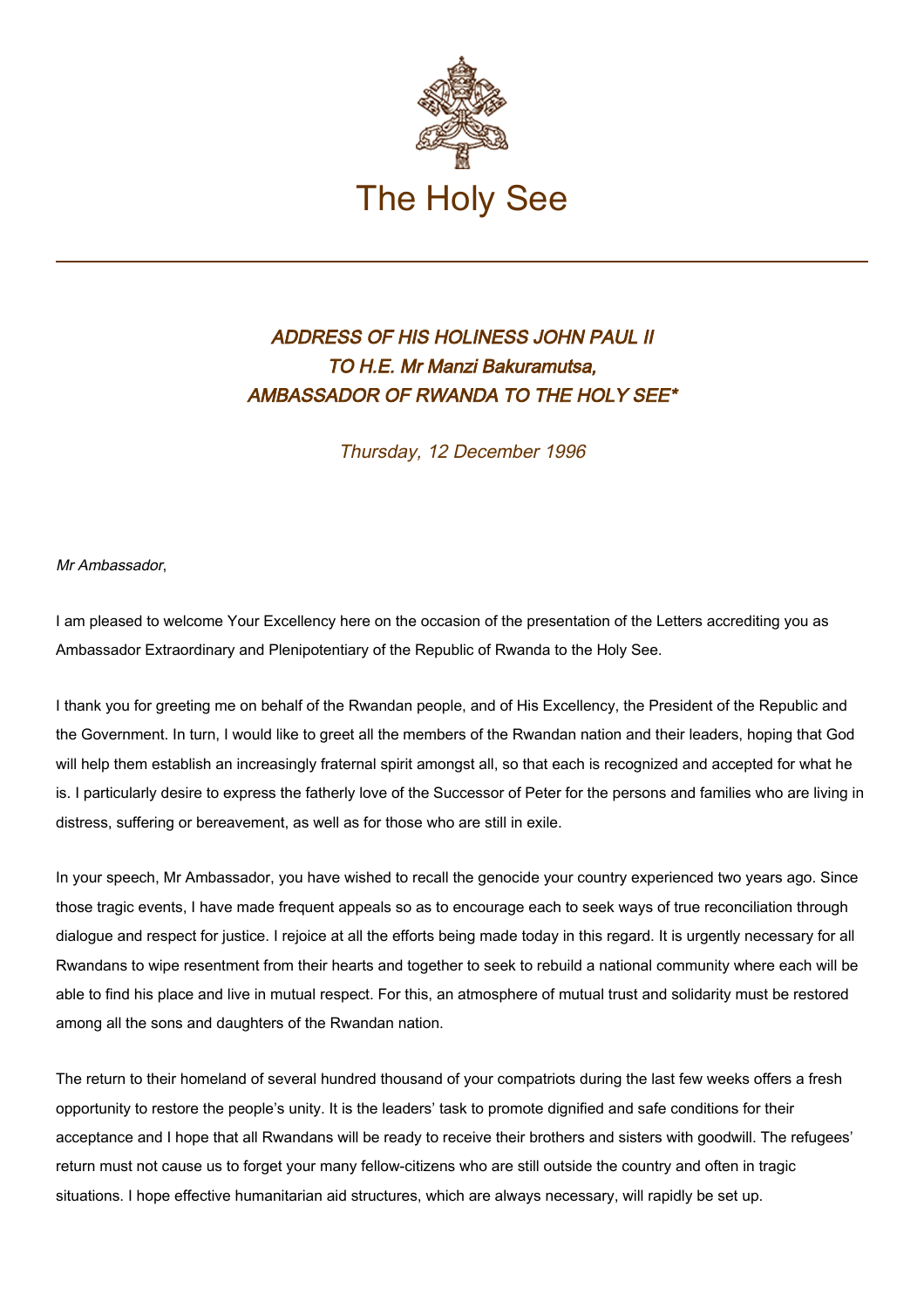# The Holy See

## *ADDRESS OF HIS HOLINESS JOHN PAUL II TO H.E. Mr Manzi Bakuramutsa, AMBASSADOR OF RWANDA TO THE HOLY SEE**

*Thursday, 12 December 1996*

*Mr Ambassador*,

I am pleased to welcome Your Excellency here on the occasion of the presentation of the Letters accrediting you as Ambassador Extraordinary and Plenipotentiary of the Republic of Rwanda to the Holy See.

I thank you for greeting me on behalf of the Rwandan people, and of His Excellency, the President of the Republic and the Government. In turn, I would like to greet all the members of the Rwandan nation and their leaders, hoping that God will help them establish an increasingly fraternal spirit amongst all, so that each is recognized and accepted for what he is. I particularly desire to express the fatherly love of the Successor of Peter for the persons and families who are living in distress, suffering or bereavement, as well as for those who are still in exile.

In your speech, Mr Ambassador, you have wished to recall the genocide your country experienced two years ago. Since those tragic events, I have made frequent appeals so as to encourage each to seek ways of true reconciliation through dialogue and respect for justice. I rejoice at all the efforts being made today in this regard. It is urgently necessary for all Rwandans to wipe resentment from their hearts and together to seek to rebuild a national community where each will be able to find his place and live in mutual respect. For this, an atmosphere of mutual trust and solidarity must be restored among all the sons and daughters of the Rwandan nation.

The return to their homeland of several hundred thousand of your compatriots during the last few weeks offers a fresh opportunity to restore the people's unity. It is the leaders' task to promote dignified and safe conditions for their acceptance and I hope that all Rwandans will be ready to receive their brothers and sisters with goodwill. The refugees' return must not cause us to forget your many fellow-citizens who are still outside the country and often in tragic situations. I hope effective humanitarian aid structures, which are always necessary, will rapidly be set up.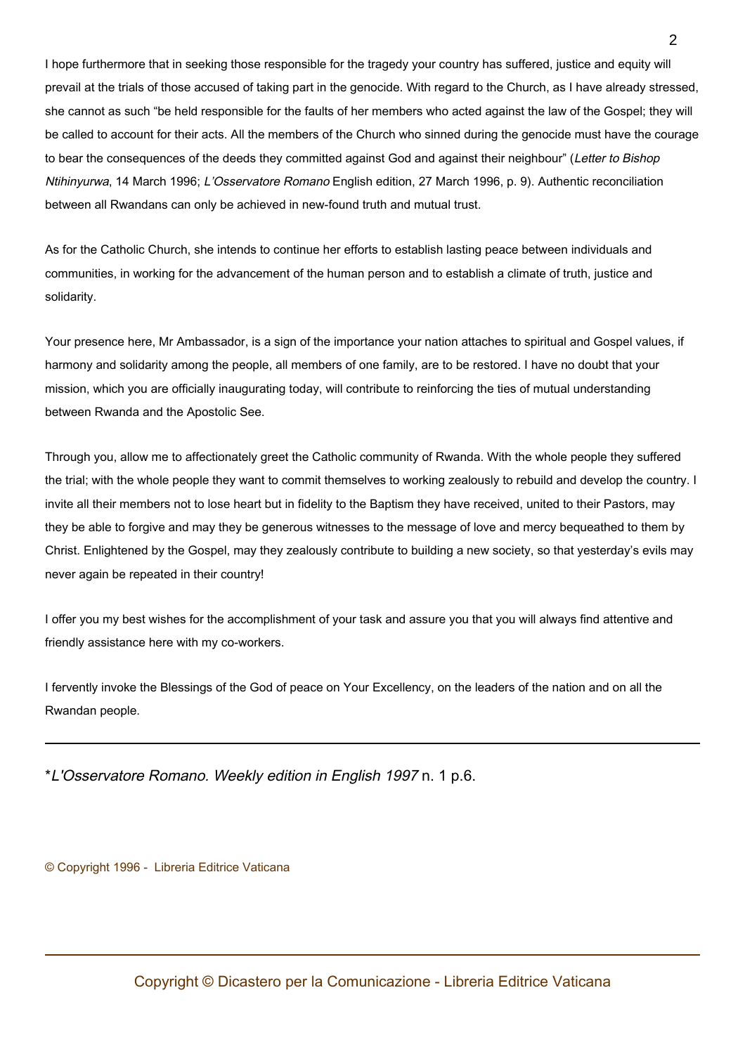I hope furthermore that in seeking those responsible for the tragedy your country has suffered, justice and equity will prevail at the trials of those accused of taking part in the genocide. With regard to the Church, as I have already stressed, she cannot as such "be held responsible for the faults of her members who acted against the law of the Gospel; they will be called to account for their acts. All the members of the Church who sinned during the genocide must have the courage to bear the consequences of the deeds they committed against God and against their neighbour" (*Letter to Bishop Ntihinyurwa*, 14 March 1996; *L'Osservatore Romano* English edition, 27 March 1996, p. 9). Authentic reconciliation between all Rwandans can only be achieved in new-found truth and mutual trust.

As for the Catholic Church, she intends to continue her efforts to establish lasting peace between individuals and communities, in working for the advancement of the human person and to establish a climate of truth, justice and solidarity.

Your presence here, Mr Ambassador, is a sign of the importance your nation attaches to spiritual and Gospel values, if harmony and solidarity among the people, all members of one family, are to be restored. I have no doubt that your mission, which you are officially inaugurating today, will contribute to reinforcing the ties of mutual understanding between Rwanda and the Apostolic See.

Through you, allow me to affectionately greet the Catholic community of Rwanda. With the whole people they suffered the trial; with the whole people they want to commit themselves to working zealously to rebuild and develop the country. I invite all their members not to lose heart but in fidelity to the Baptism they have received, united to their Pastors, may they be able to forgive and may they be generous witnesses to the message of love and mercy bequeathed to them by Christ. Enlightened by the Gospel, may they zealously contribute to building a new society, so that yesterday's evils may never again be repeated in their country!

I offer you my best wishes for the accomplishment of your task and assure you that you will always find attentive and friendly assistance here with my co-workers.

I fervently invoke the Blessings of the God of peace on Your Excellency, on the leaders of the nation and on all the Rwandan people.

---

**L'Osservatore Romano. Weekly edition in English 1997* n. 1 p.6.

© Copyright 1996 - Libreria Editrice Vaticana

---

Copyright © Dicastero per la Comunicazione - Libreria Editrice Vaticana